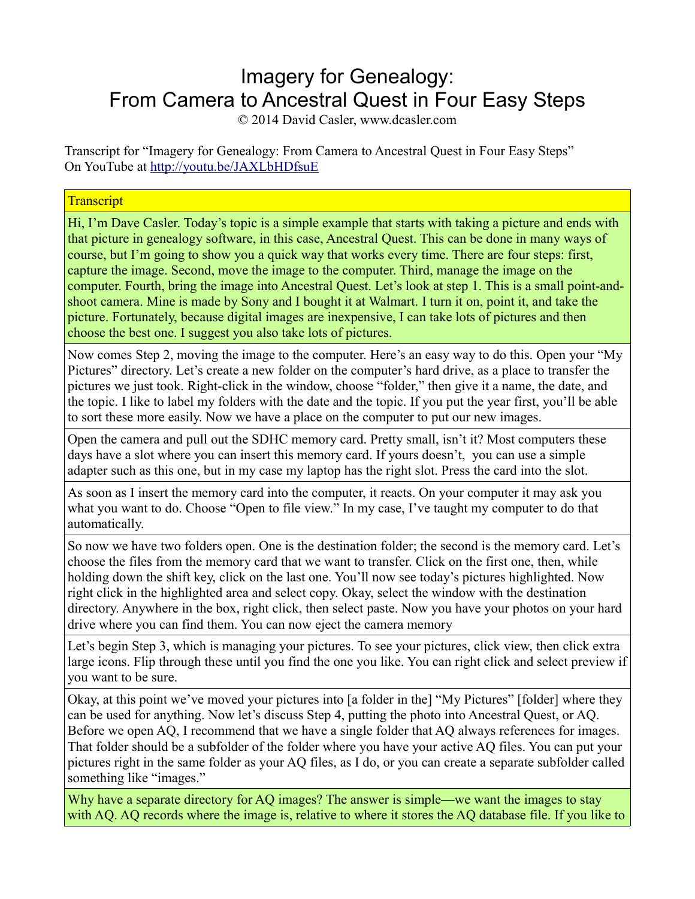# Imagery for Genealogy:
# From Camera to Ancestral Quest in Four Easy Steps

© 2014 David Casler, www.dcasler.com

Transcript for "Imagery for Genealogy: From Camera to Ancestral Quest in Four Easy Steps"
On YouTube at http://youtu.be/JAXLbHDfsuE

| Transcript |
|---|
| Hi, I'm Dave Casler. Today's topic is a simple example that starts with taking a picture and ends with that picture in genealogy software, in this case, Ancestral Quest. This can be done in many ways of course, but I'm going to show you a quick way that works every time. There are four steps: first, capture the image. Second, move the image to the computer. Third, manage the image on the computer. Fourth, bring the image into Ancestral Quest. Let's look at step 1. This is a small point-and-shoot camera. Mine is made by Sony and I bought it at Walmart. I turn it on, point it, and take the picture. Fortunately, because digital images are inexpensive, I can take lots of pictures and then choose the best one. I suggest you also take lots of pictures. |
| Now comes Step 2, moving the image to the computer. Here's an easy way to do this. Open your "My Pictures" directory. Let's create a new folder on the computer's hard drive, as a place to transfer the pictures we just took. Right-click in the window, choose "folder," then give it a name, the date, and the topic. I like to label my folders with the date and the topic. If you put the year first, you'll be able to sort these more easily. Now we have a place on the computer to put our new images. |
| Open the camera and pull out the SDHC memory card. Pretty small, isn't it? Most computers these days have a slot where you can insert this memory card. If yours doesn't, you can use a simple adapter such as this one, but in my case my laptop has the right slot. Press the card into the slot. |
| As soon as I insert the memory card into the computer, it reacts. On your computer it may ask you what you want to do. Choose "Open to file view." In my case, I've taught my computer to do that automatically. |
| So now we have two folders open. One is the destination folder; the second is the memory card. Let's choose the files from the memory card that we want to transfer. Click on the first one, then, while holding down the shift key, click on the last one. You'll now see today's pictures highlighted. Now right click in the highlighted area and select copy. Okay, select the window with the destination directory. Anywhere in the box, right click, then select paste. Now you have your photos on your hard drive where you can find them. You can now eject the camera memory |
| Let's begin Step 3, which is managing your pictures. To see your pictures, click view, then click extra large icons. Flip through these until you find the one you like. You can right click and select preview if you want to be sure. |
| Okay, at this point we've moved your pictures into [a folder in the] "My Pictures" [folder] where they can be used for anything. Now let's discuss Step 4, putting the photo into Ancestral Quest, or AQ. Before we open AQ, I recommend that we have a single folder that AQ always references for images. That folder should be a subfolder of the folder where you have your active AQ files. You can put your pictures right in the same folder as your AQ files, as I do, or you can create a separate subfolder called something like "images." |
| Why have a separate directory for AQ images? The answer is simple—we want the images to stay with AQ. AQ records where the image is, relative to where it stores the AQ database file. If you like to |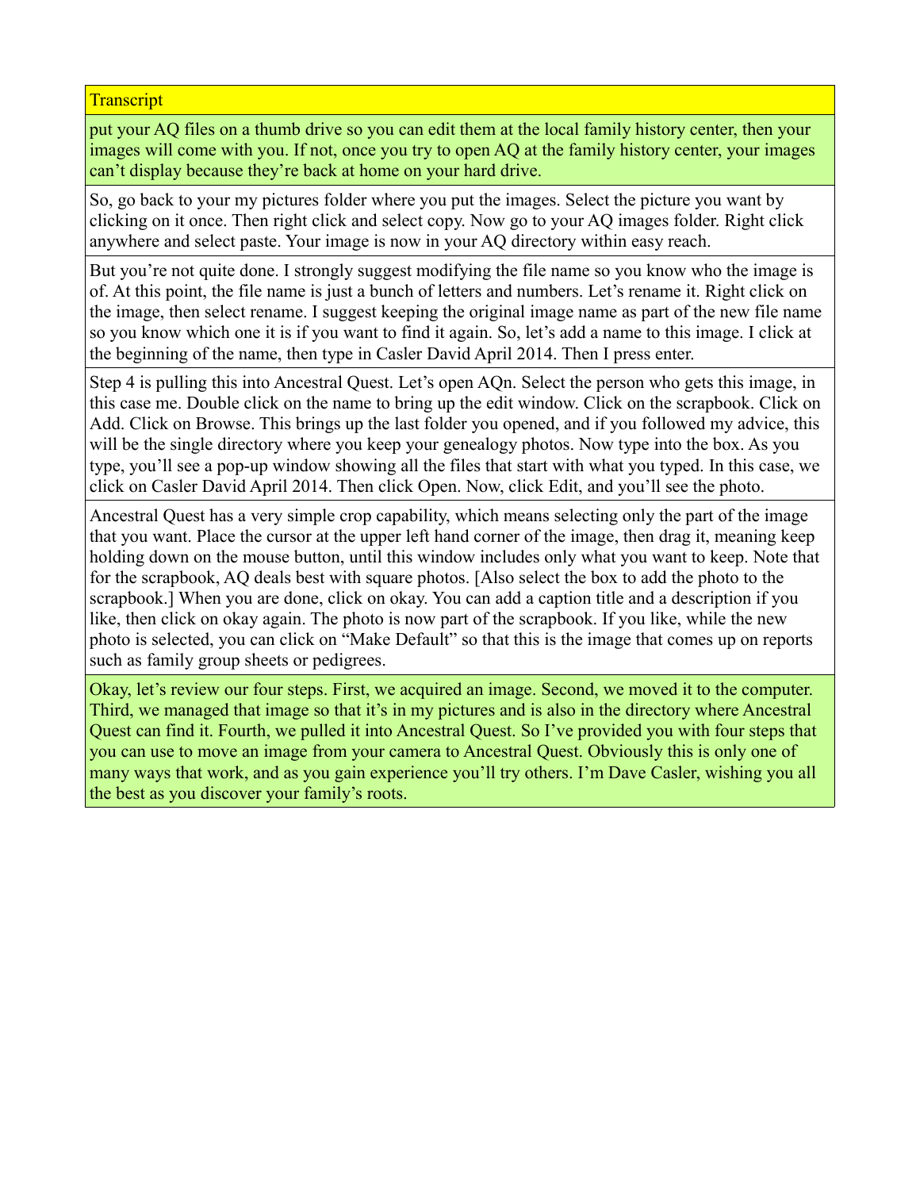| Transcript |
| --- |
| put your AQ files on a thumb drive so you can edit them at the local family history center, then your images will come with you. If not, once you try to open AQ at the family history center, your images can't display because they're back at home on your hard drive. |
| So, go back to your my pictures folder where you put the images. Select the picture you want by clicking on it once. Then right click and select copy. Now go to your AQ images folder. Right click anywhere and select paste. Your image is now in your AQ directory within easy reach. |
| But you're not quite done. I strongly suggest modifying the file name so you know who the image is of. At this point, the file name is just a bunch of letters and numbers. Let's rename it. Right click on the image, then select rename. I suggest keeping the original image name as part of the new file name so you know which one it is if you want to find it again. So, let's add a name to this image. I click at the beginning of the name, then type in Casler David April 2014. Then I press enter. |
| Step 4 is pulling this into Ancestral Quest. Let's open AQn. Select the person who gets this image, in this case me. Double click on the name to bring up the edit window. Click on the scrapbook. Click on Add. Click on Browse. This brings up the last folder you opened, and if you followed my advice, this will be the single directory where you keep your genealogy photos. Now type into the box. As you type, you'll see a pop-up window showing all the files that start with what you typed. In this case, we click on Casler David April 2014. Then click Open. Now, click Edit, and you'll see the photo. |
| Ancestral Quest has a very simple crop capability, which means selecting only the part of the image that you want. Place the cursor at the upper left hand corner of the image, then drag it, meaning keep holding down on the mouse button, until this window includes only what you want to keep. Note that for the scrapbook, AQ deals best with square photos. [Also select the box to add the photo to the scrapbook.] When you are done, click on okay. You can add a caption title and a description if you like, then click on okay again. The photo is now part of the scrapbook. If you like, while the new photo is selected, you can click on "Make Default" so that this is the image that comes up on reports such as family group sheets or pedigrees. |
| Okay, let's review our four steps. First, we acquired an image. Second, we moved it to the computer. Third, we managed that image so that it's in my pictures and is also in the directory where Ancestral Quest can find it. Fourth, we pulled it into Ancestral Quest. So I've provided you with four steps that you can use to move an image from your camera to Ancestral Quest. Obviously this is only one of many ways that work, and as you gain experience you'll try others. I'm Dave Casler, wishing you all the best as you discover your family's roots. |